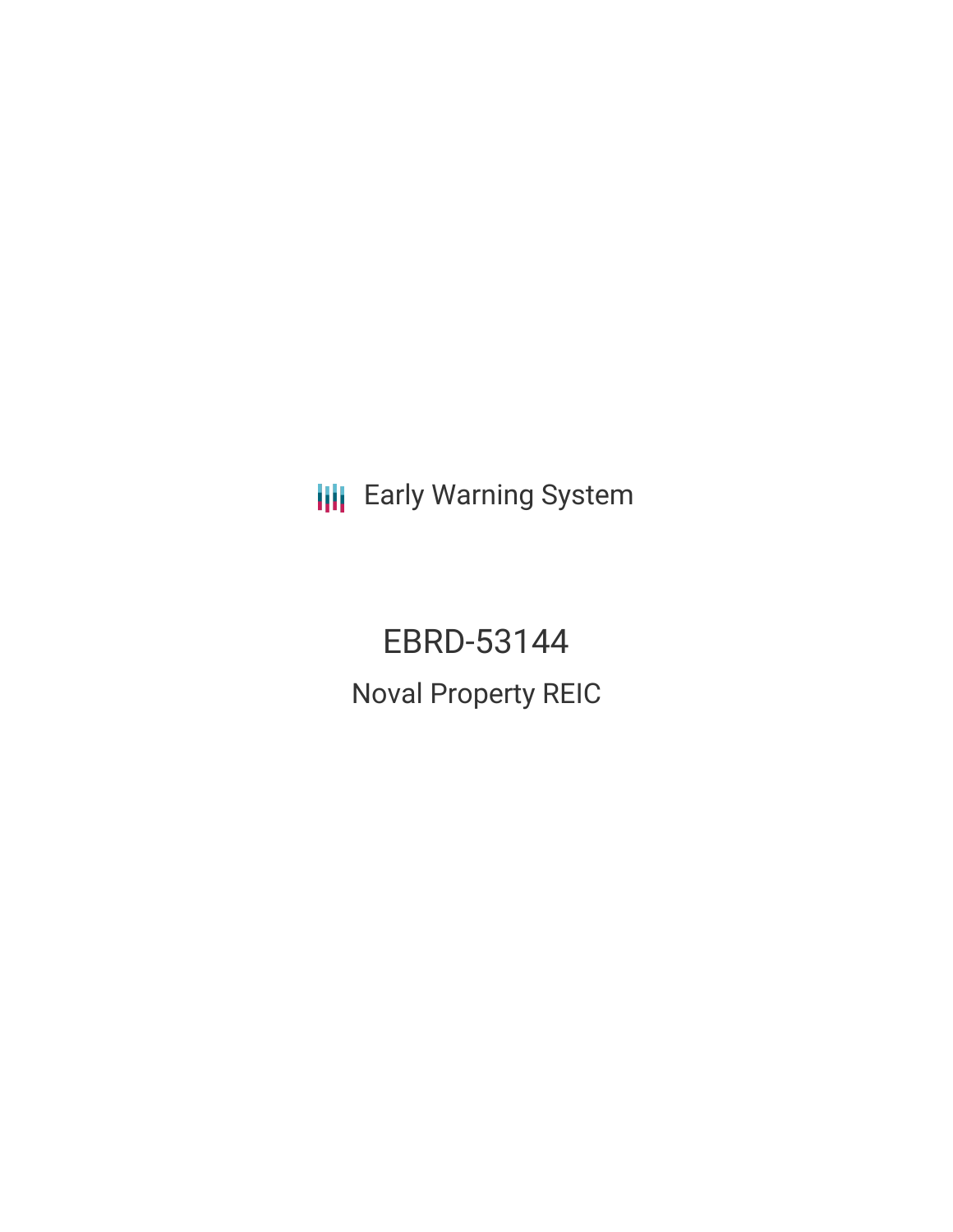Early Warning System

# EBRD-53144

## Noval Property REIC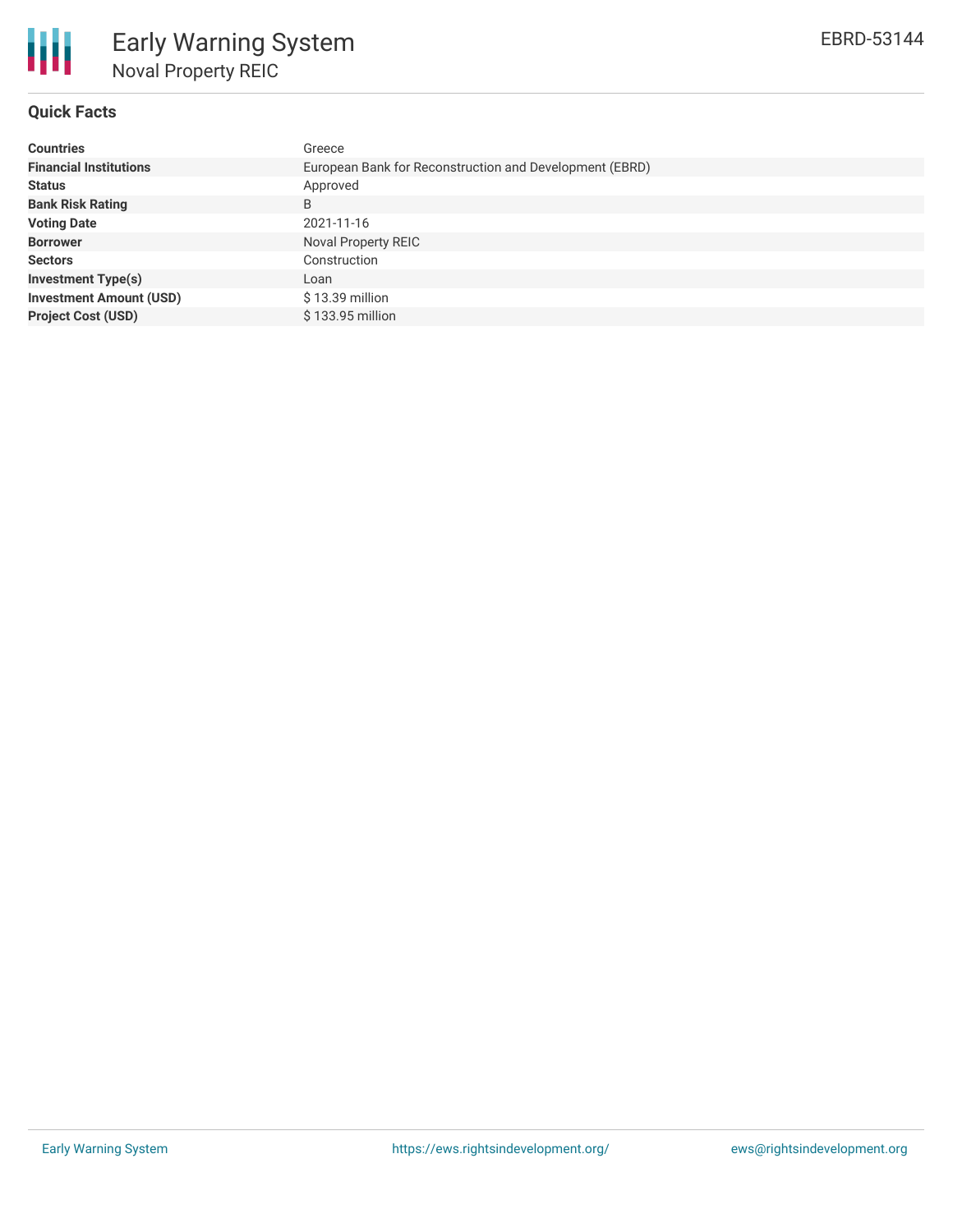## Quick Facts

| | |
|---|---|
| **Countries** | Greece |
| **Financial Institutions** | European Bank for Reconstruction and Development (EBRD) |
| **Status** | Approved |
| **Bank Risk Rating** | B |
| **Voting Date** | 2021-11-16 |
| **Borrower** | Noval Property REIC |
| **Sectors** | Construction |
| **Investment Type(s)** | Loan |
| **Investment Amount (USD)** | $ 13.39 million |
| **Project Cost (USD)** | $ 133.95 million |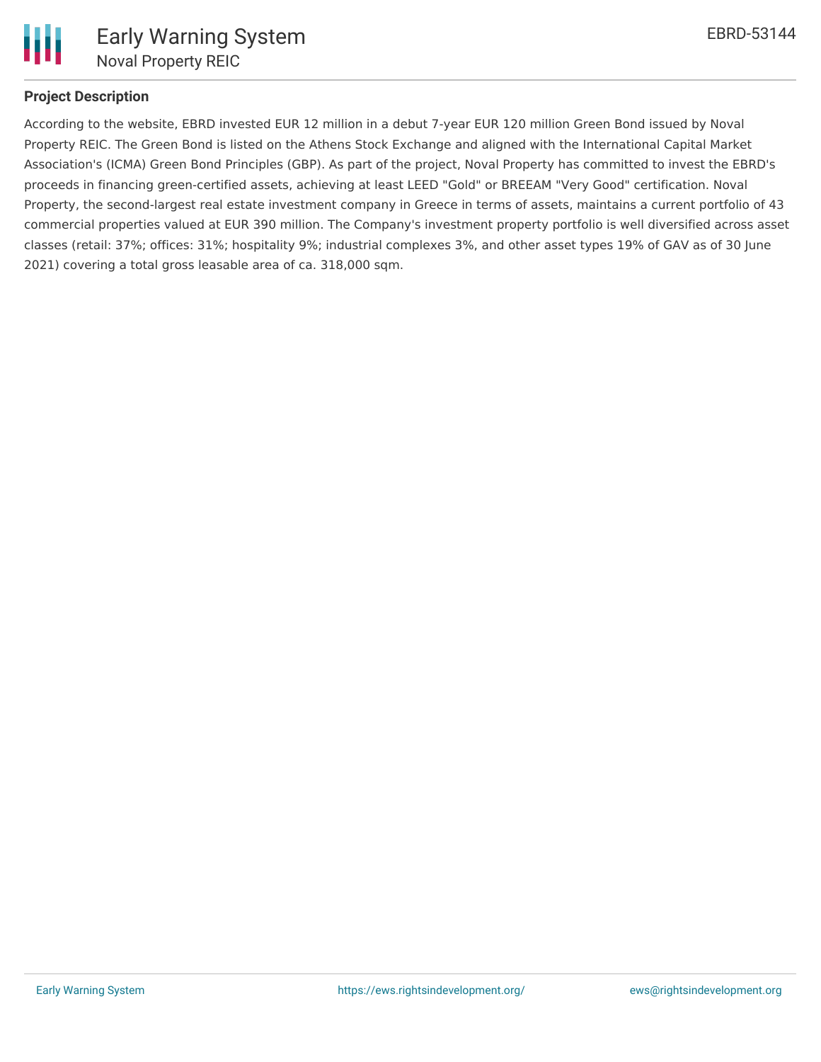**Project Description**

According to the website, EBRD invested EUR 12 million in a debut 7-year EUR 120 million Green Bond issued by Noval Property REIC. The Green Bond is listed on the Athens Stock Exchange and aligned with the International Capital Market Association's (ICMA) Green Bond Principles (GBP). As part of the project, Noval Property has committed to invest the EBRD's proceeds in financing green-certified assets, achieving at least LEED "Gold" or BREEAM "Very Good" certification. Noval Property, the second-largest real estate investment company in Greece in terms of assets, maintains a current portfolio of 43 commercial properties valued at EUR 390 million. The Company's investment property portfolio is well diversified across asset classes (retail: 37%; offices: 31%; hospitality 9%; industrial complexes 3%, and other asset types 19% of GAV as of 30 June 2021) covering a total gross leasable area of ca. 318,000 sqm.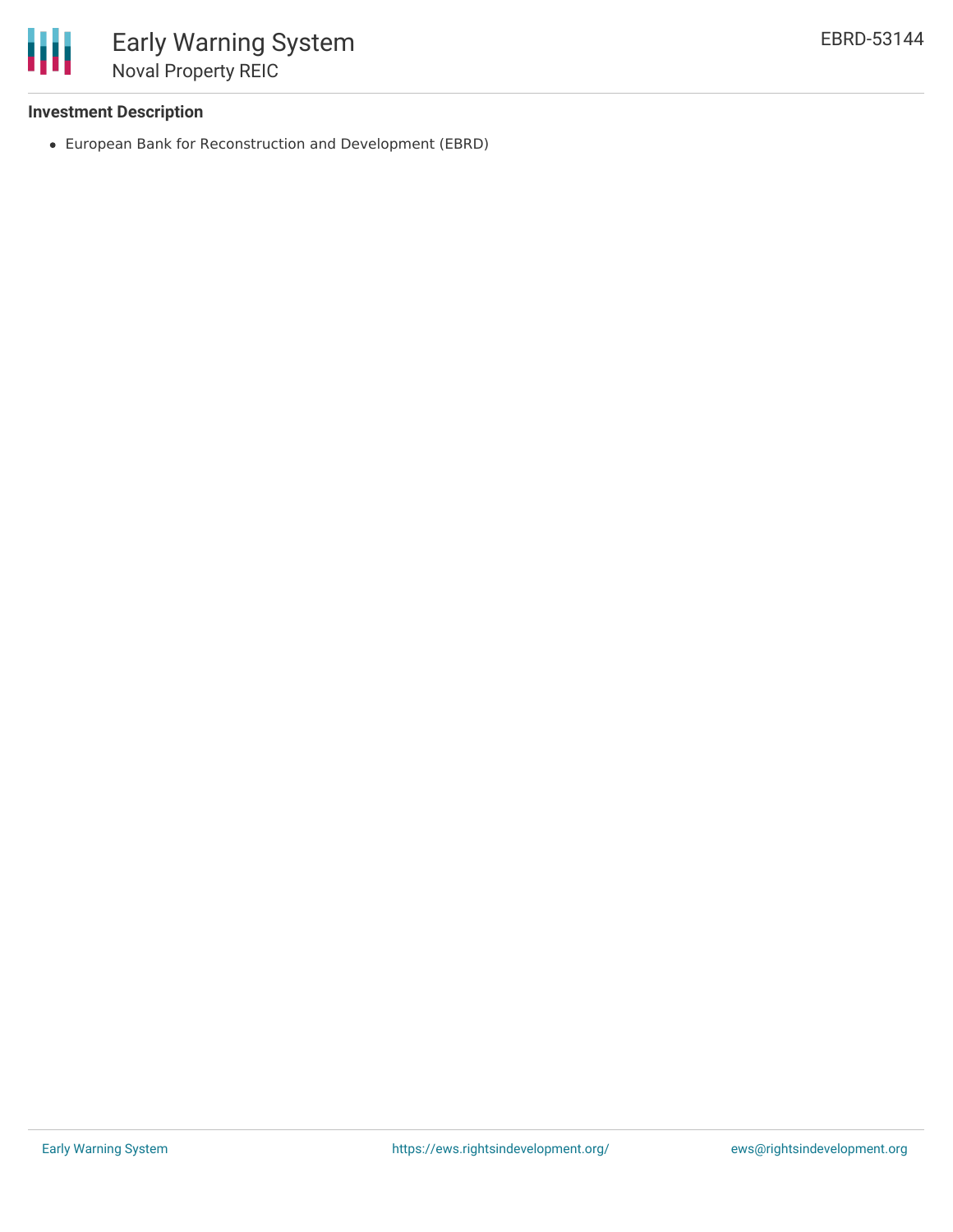### Investment Description

- European Bank for Reconstruction and Development (EBRD)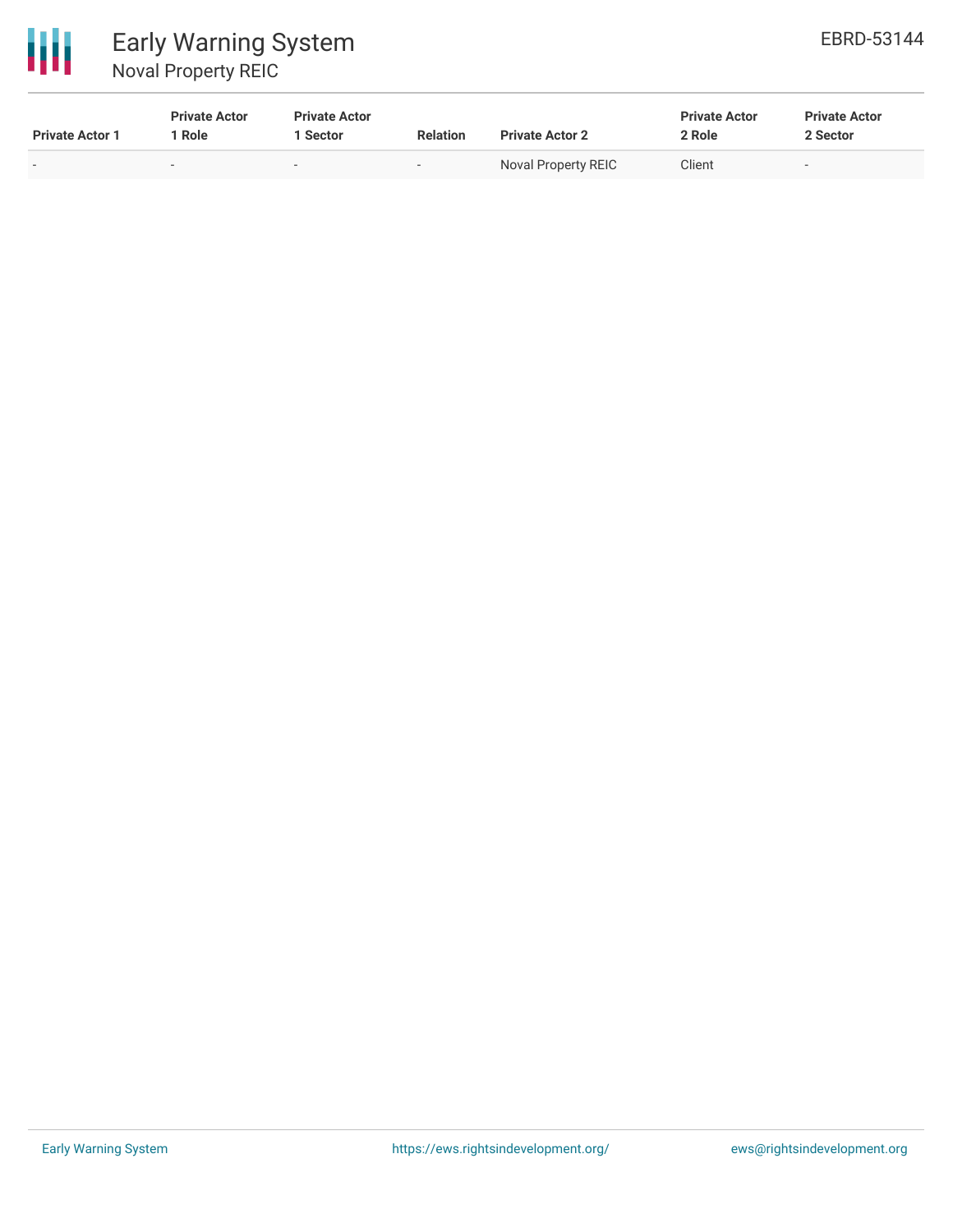| Private Actor 1 | Private Actor 1 Role | Private Actor 1 Sector | Relation | Private Actor 2 | Private Actor 2 Role | Private Actor 2 Sector |
|---|---|---|---|---|---|---|
| - | - | - | - | Noval Property REIC | Client | - |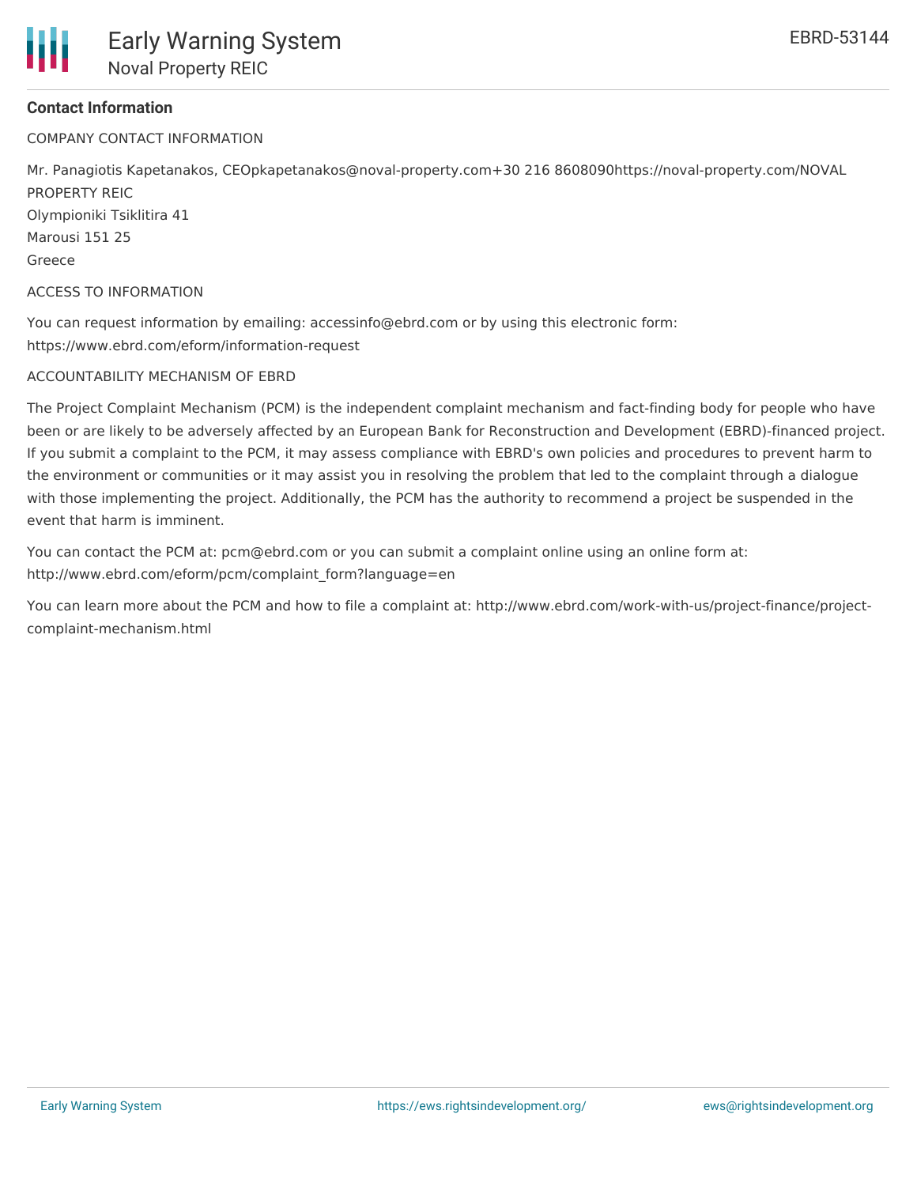**Contact Information**

COMPANY CONTACT INFORMATION

Mr. Panagiotis Kapetanakos, CEOpkapetanakos@noval-property.com+30 216 8608090https://noval-property.com/NOVAL PROPERTY REIC
Olympioniki Tsiklitira 41
Marousi 151 25
Greece

ACCESS TO INFORMATION

You can request information by emailing: accessinfo@ebrd.com or by using this electronic form: https://www.ebrd.com/eform/information-request

ACCOUNTABILITY MECHANISM OF EBRD

The Project Complaint Mechanism (PCM) is the independent complaint mechanism and fact-finding body for people who have been or are likely to be adversely affected by an European Bank for Reconstruction and Development (EBRD)-financed project. If you submit a complaint to the PCM, it may assess compliance with EBRD's own policies and procedures to prevent harm to the environment or communities or it may assist you in resolving the problem that led to the complaint through a dialogue with those implementing the project. Additionally, the PCM has the authority to recommend a project be suspended in the event that harm is imminent.

You can contact the PCM at: pcm@ebrd.com or you can submit a complaint online using an online form at: http://www.ebrd.com/eform/pcm/complaint_form?language=en

You can learn more about the PCM and how to file a complaint at: http://www.ebrd.com/work-with-us/project-finance/project-complaint-mechanism.html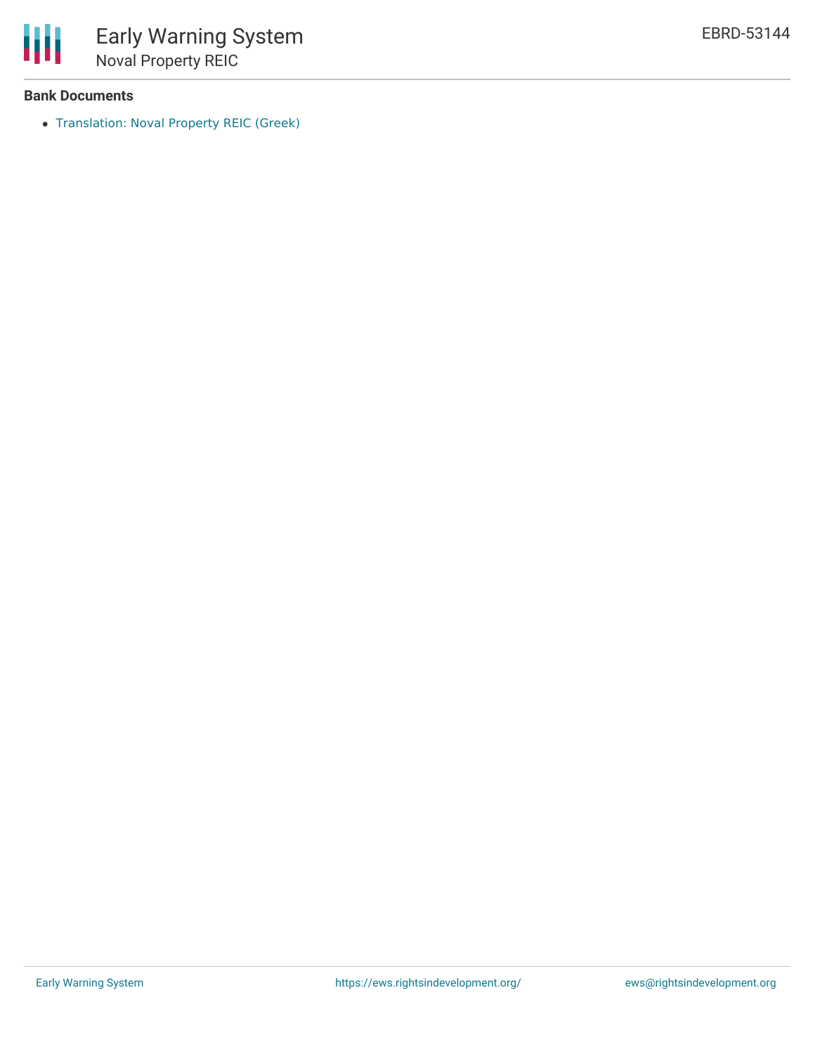**Bank Documents**

- Translation: Noval Property REIC (Greek)